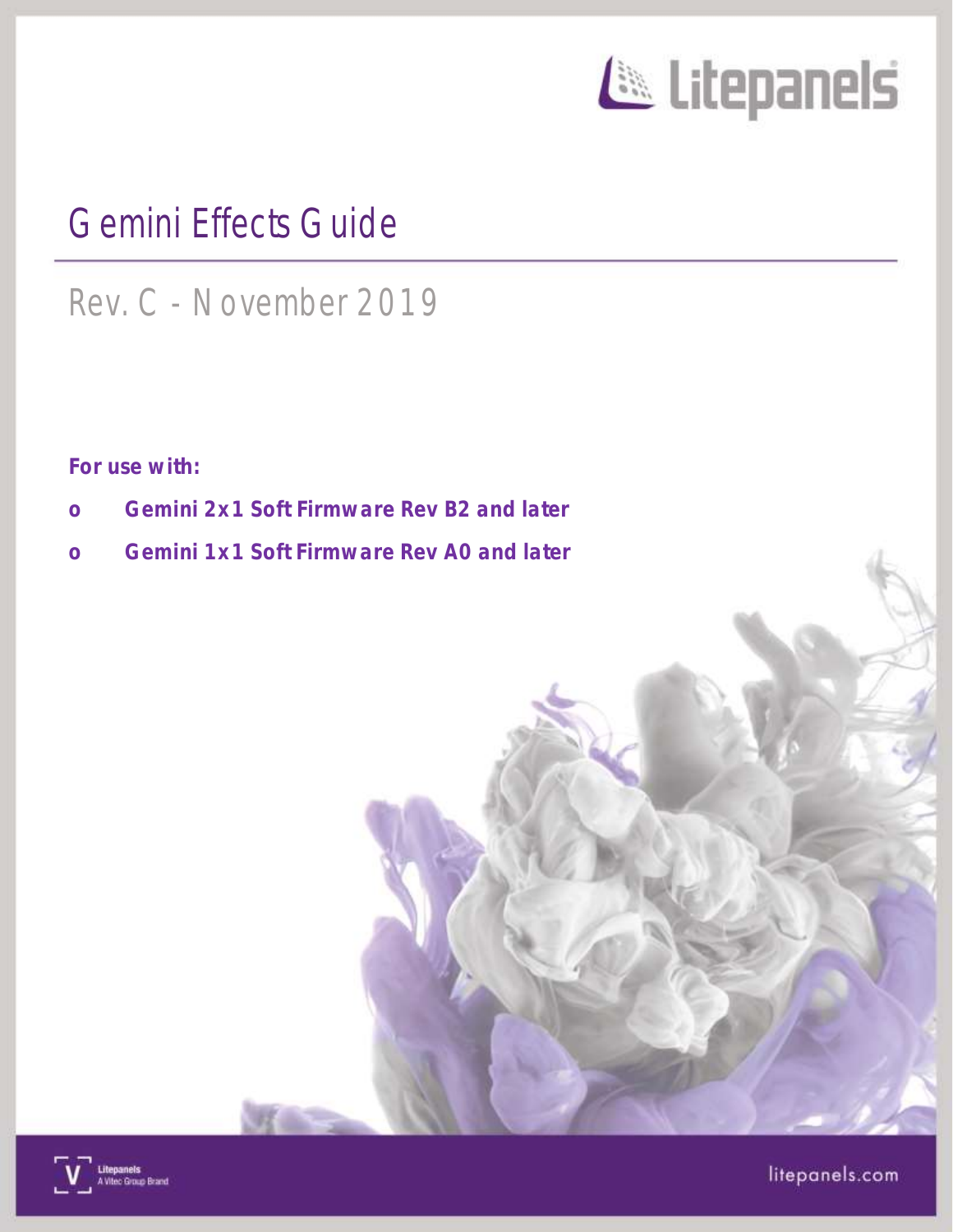# Gemini Effects Guide

## Rev. C - November 2019

**For use with:**

- **Gemini 2x1 Soft Firmware Rev B2 and later**
- **Gemini 1x1 Soft Firmware Rev A0 and later**

Litepanels
A Vitec Group Brand

litepanels.com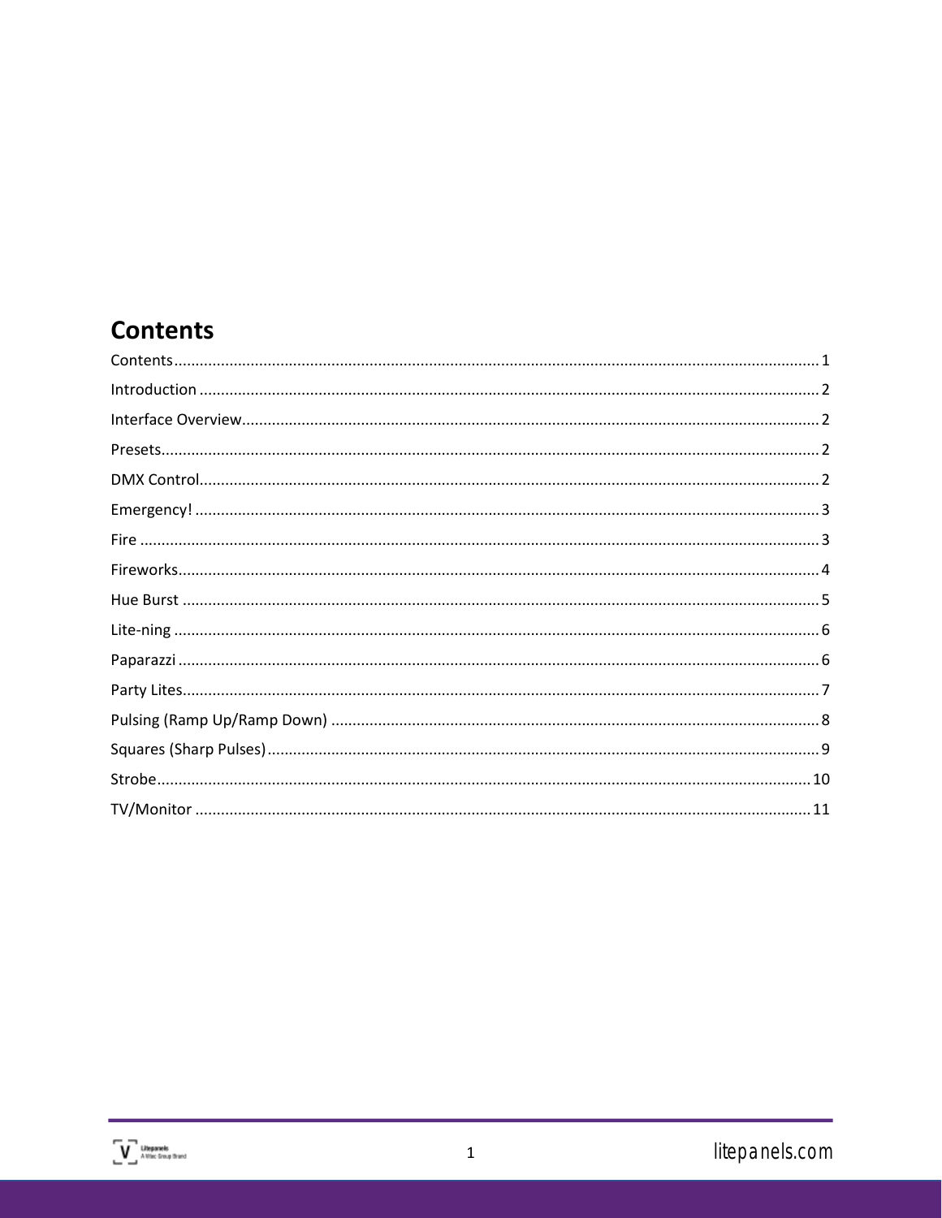# Contents

Contents ..... 1
Introduction ..... 2
Interface Overview ..... 2
Presets ..... 2
DMX Control ..... 2
Emergency! ..... 3
Fire ..... 3
Fireworks ..... 4
Hue Burst ..... 5
Lite-ning ..... 6
Paparazzi ..... 6
Party Lites ..... 7
Pulsing (Ramp Up/Ramp Down) ..... 8
Squares (Sharp Pulses) ..... 9
Strobe ..... 10
TV/Monitor ..... 11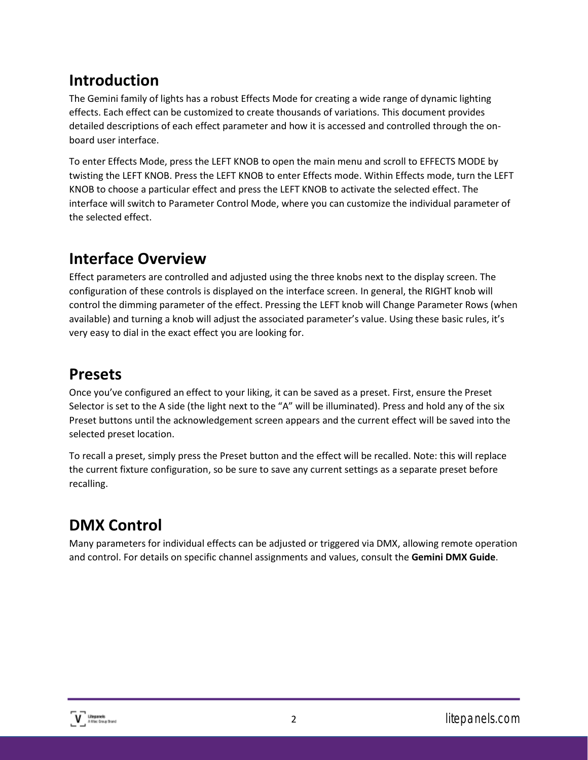## Introduction

The Gemini family of lights has a robust Effects Mode for creating a wide range of dynamic lighting effects. Each effect can be customized to create thousands of variations. This document provides detailed descriptions of each effect parameter and how it is accessed and controlled through the on-board user interface.

To enter Effects Mode, press the LEFT KNOB to open the main menu and scroll to EFFECTS MODE by twisting the LEFT KNOB. Press the LEFT KNOB to enter Effects mode. Within Effects mode, turn the LEFT KNOB to choose a particular effect and press the LEFT KNOB to activate the selected effect. The interface will switch to Parameter Control Mode, where you can customize the individual parameter of the selected effect.

## Interface Overview

Effect parameters are controlled and adjusted using the three knobs next to the display screen. The configuration of these controls is displayed on the interface screen. In general, the RIGHT knob will control the dimming parameter of the effect. Pressing the LEFT knob will Change Parameter Rows (when available) and turning a knob will adjust the associated parameter's value. Using these basic rules, it's very easy to dial in the exact effect you are looking for.

## Presets

Once you've configured an effect to your liking, it can be saved as a preset. First, ensure the Preset Selector is set to the A side (the light next to the "A" will be illuminated). Press and hold any of the six Preset buttons until the acknowledgement screen appears and the current effect will be saved into the selected preset location.

To recall a preset, simply press the Preset button and the effect will be recalled. Note: this will replace the current fixture configuration, so be sure to save any current settings as a separate preset before recalling.

## DMX Control

Many parameters for individual effects can be adjusted or triggered via DMX, allowing remote operation and control. For details on specific channel assignments and values, consult the **Gemini DMX Guide**.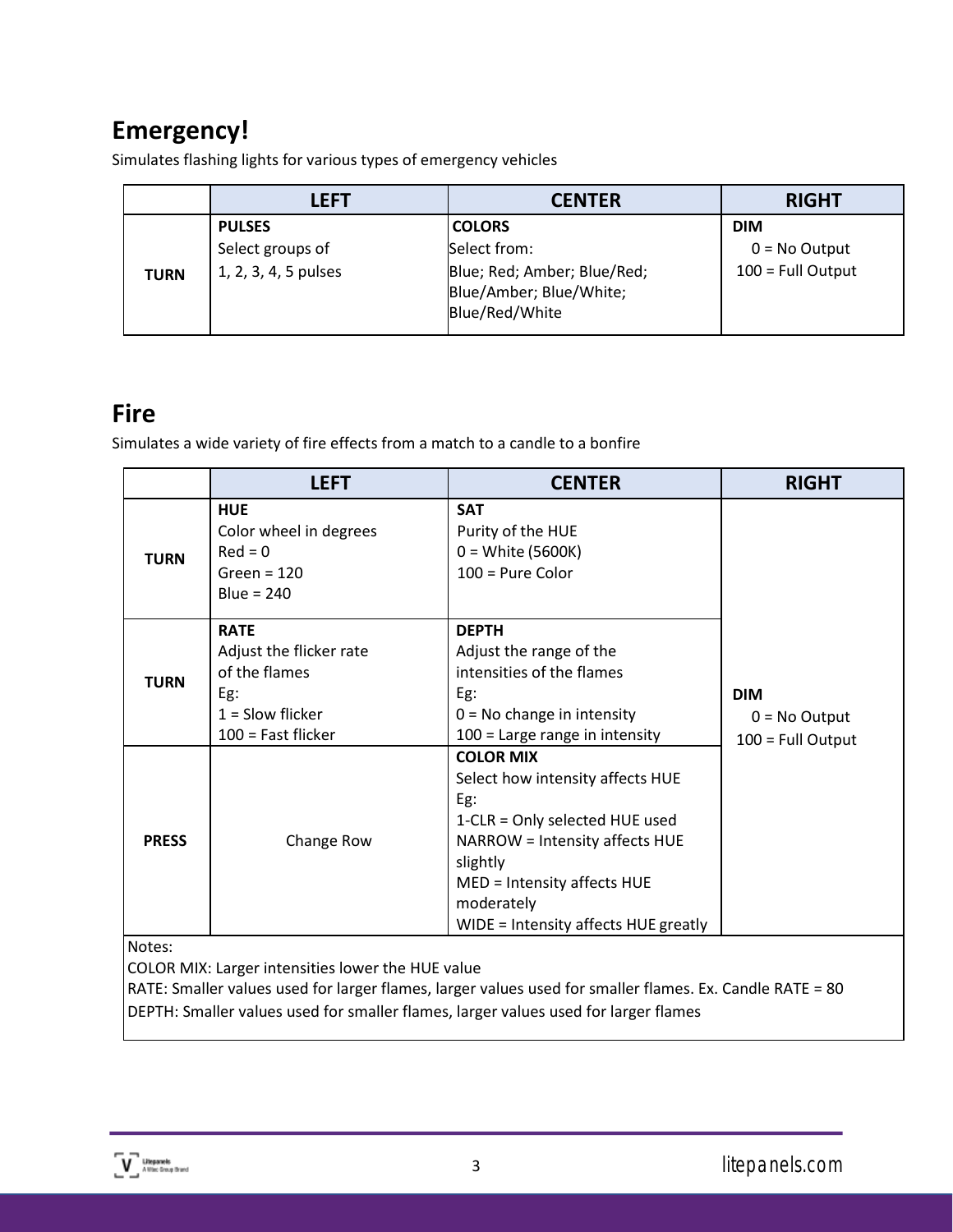## Emergency!

Simulates flashing lights for various types of emergency vehicles

| | LEFT | CENTER | RIGHT |
|---|---|---|---|
| **TURN** | **PULSES**<br>Select groups of<br>1, 2, 3, 4, 5 pulses | **COLORS**<br>Select from:<br>Blue; Red; Amber; Blue/Red;<br>Blue/Amber; Blue/White;<br>Blue/Red/White | **DIM**<br>0 = No Output<br>100 = Full Output |

## Fire

Simulates a wide variety of fire effects from a match to a candle to a bonfire

| | LEFT | CENTER | RIGHT |
|---|---|---|---|
| **TURN** | **HUE**<br>Color wheel in degrees<br>Red = 0<br>Green = 120<br>Blue = 240 | **SAT**<br>Purity of the HUE<br>0 = White (5600K)<br>100 = Pure Color | **DIM**<br>0 = No Output<br>100 = Full Output |
| **TURN** | **RATE**<br>Adjust the flicker rate of the flames<br>Eg:<br>1 = Slow flicker<br>100 = Fast flicker | **DEPTH**<br>Adjust the range of the intensities of the flames<br>Eg:<br>0 = No change in intensity<br>100 = Large range in intensity | |
| **PRESS** | Change Row | **COLOR MIX**<br>Select how intensity affects HUE<br>Eg:<br>1-CLR = Only selected HUE used<br>NARROW = Intensity affects HUE slightly<br>MED = Intensity affects HUE moderately<br>WIDE = Intensity affects HUE greatly | |

Notes:
COLOR MIX: Larger intensities lower the HUE value
RATE: Smaller values used for larger flames, larger values used for smaller flames. Ex. Candle RATE = 80
DEPTH: Smaller values used for smaller flames, larger values used for larger flames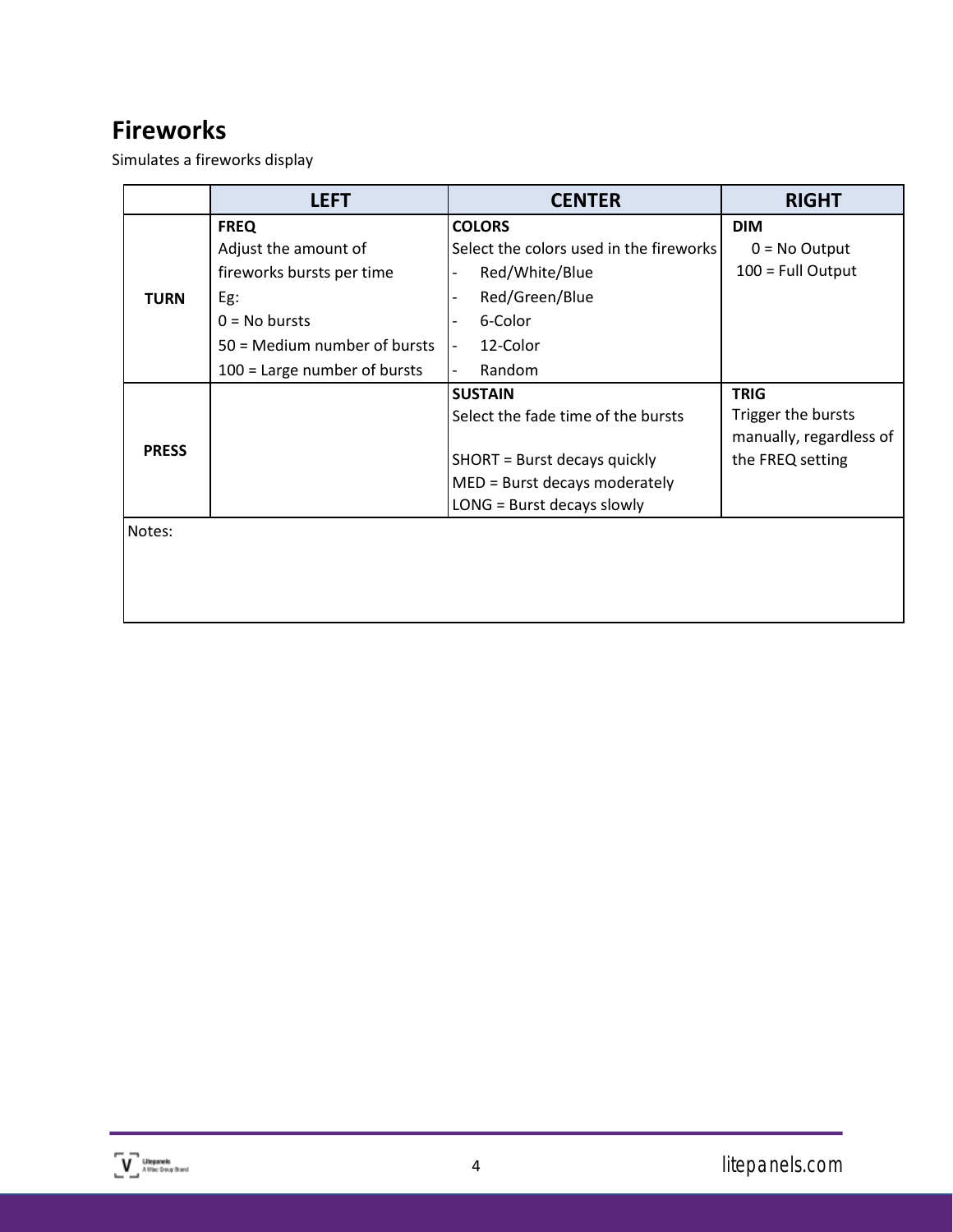# Fireworks

Simulates a fireworks display

|  | LEFT | CENTER | RIGHT |
|---|---|---|---|
| **TURN** | **FREQ**<br>Adjust the amount of fireworks bursts per time<br>Eg:<br>0 = No bursts<br>50 = Medium number of bursts<br>100 = Large number of bursts | **COLORS**<br>Select the colors used in the fireworks<br>- Red/White/Blue<br>- Red/Green/Blue<br>- 6-Color<br>- 12-Color<br>- Random | **DIM**<br>0 = No Output<br>100 = Full Output |
| **PRESS** |  | **SUSTAIN**<br>Select the fade time of the bursts<br><br>SHORT = Burst decays quickly<br>MED = Burst decays moderately<br>LONG = Burst decays slowly | **TRIG**<br>Trigger the bursts manually, regardless of the FREQ setting |
| Notes: |  |  |  |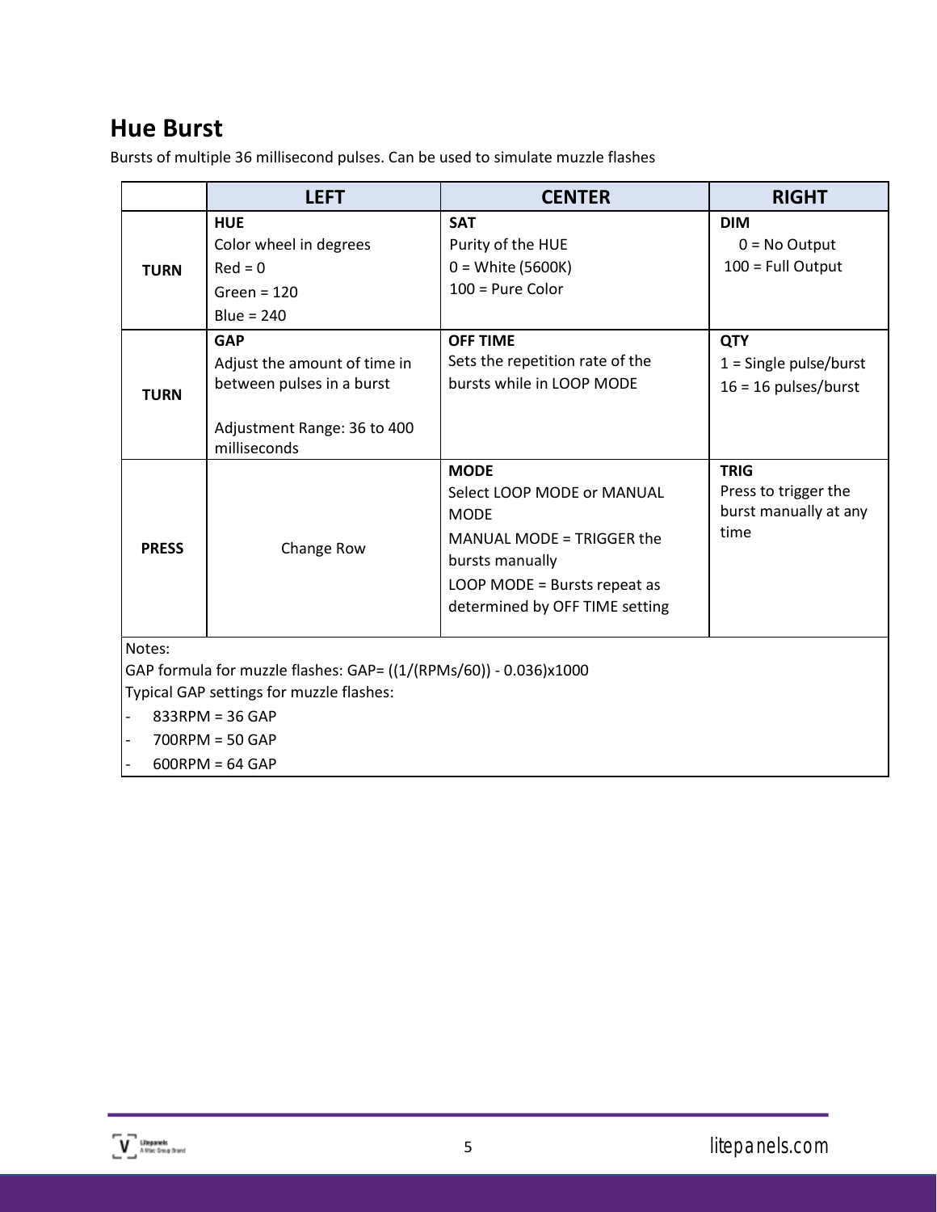## Hue Burst

Bursts of multiple 36 millisecond pulses. Can be used to simulate muzzle flashes

| | LEFT | CENTER | RIGHT |
|---|---|---|---|
| **TURN** | **HUE**<br>Color wheel in degrees<br>Red = 0<br>Green = 120<br>Blue = 240 | **SAT**<br>Purity of the HUE<br>0 = White (5600K)<br>100 = Pure Color | **DIM**<br>0 = No Output<br>100 = Full Output |
| **TURN** | **GAP**<br>Adjust the amount of time in between pulses in a burst<br><br>Adjustment Range: 36 to 400 milliseconds | **OFF TIME**<br>Sets the repetition rate of the bursts while in LOOP MODE | **QTY**<br>1 = Single pulse/burst<br>16 = 16 pulses/burst |
| **PRESS** | Change Row | **MODE**<br>Select LOOP MODE or MANUAL MODE<br>MANUAL MODE = TRIGGER the bursts manually<br>LOOP MODE = Bursts repeat as determined by OFF TIME setting | **TRIG**<br>Press to trigger the burst manually at any time |

Notes:

GAP formula for muzzle flashes: GAP= ((1/(RPMs/60)) - 0.036)x1000

Typical GAP settings for muzzle flashes:

- 833RPM = 36 GAP
- 700RPM = 50 GAP
- 600RPM = 64 GAP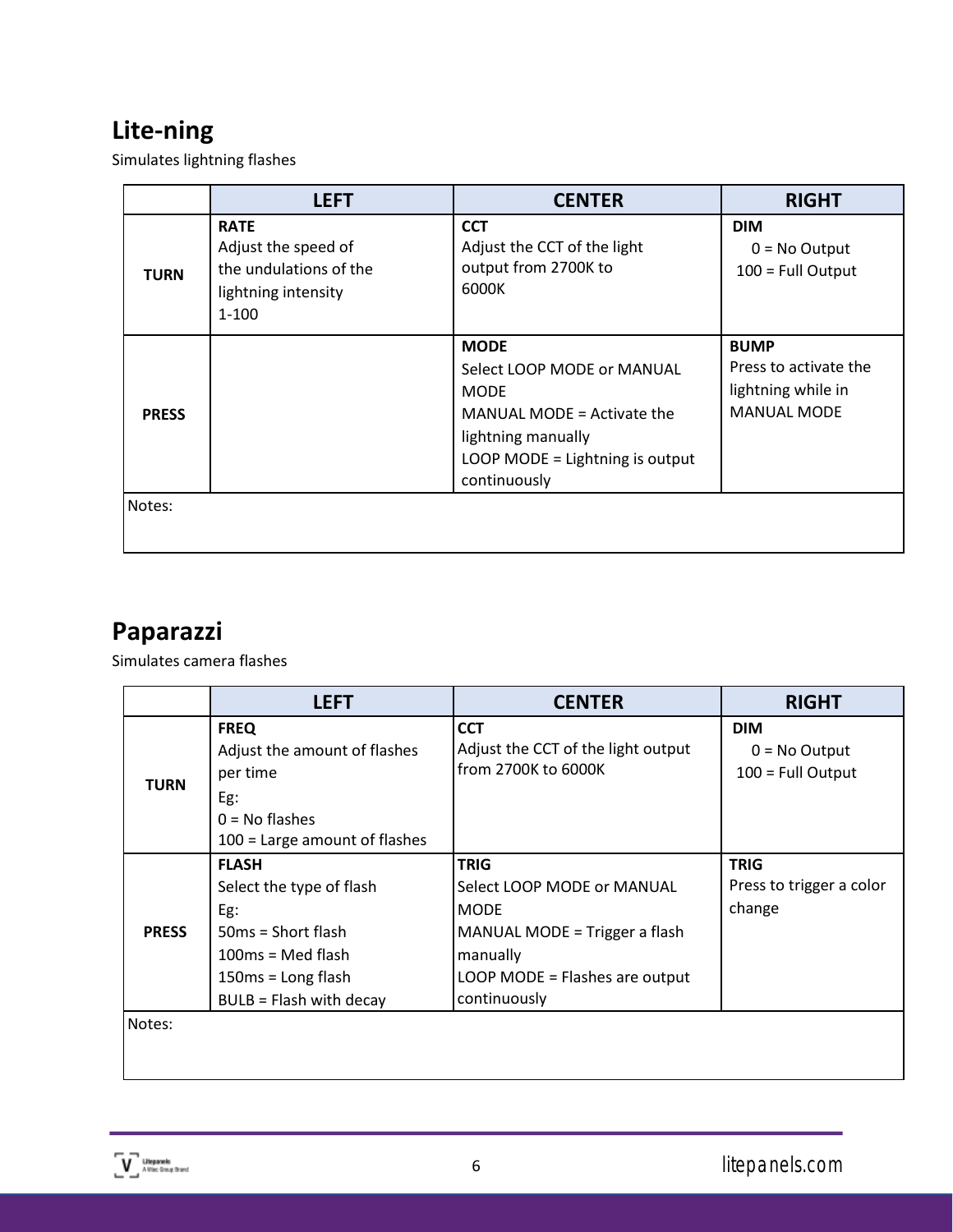## Lite-ning

Simulates lightning flashes

| | LEFT | CENTER | RIGHT |
|---|---|---|---|
| **TURN** | **RATE**<br>Adjust the speed of the undulations of the lightning intensity<br>1-100 | **CCT**<br>Adjust the CCT of the light output from 2700K to 6000K | **DIM**<br>0 = No Output<br>100 = Full Output |
| **PRESS** | | **MODE**<br>Select LOOP MODE or MANUAL MODE<br>MANUAL MODE = Activate the lightning manually<br>LOOP MODE = Lightning is output continuously | **BUMP**<br>Press to activate the lightning while in MANUAL MODE |
| Notes: | | | |

## Paparazzi

Simulates camera flashes

| | LEFT | CENTER | RIGHT |
|---|---|---|---|
| **TURN** | **FREQ**<br>Adjust the amount of flashes per time<br>Eg:<br>0 = No flashes<br>100 = Large amount of flashes | **CCT**<br>Adjust the CCT of the light output from 2700K to 6000K | **DIM**<br>0 = No Output<br>100 = Full Output |
| **PRESS** | **FLASH**<br>Select the type of flash<br>Eg:<br>50ms = Short flash<br>100ms = Med flash<br>150ms = Long flash<br>BULB = Flash with decay | **TRIG**<br>Select LOOP MODE or MANUAL MODE<br>MANUAL MODE = Trigger a flash manually<br>LOOP MODE = Flashes are output continuously | **TRIG**<br>Press to trigger a color change |
| Notes: | | | |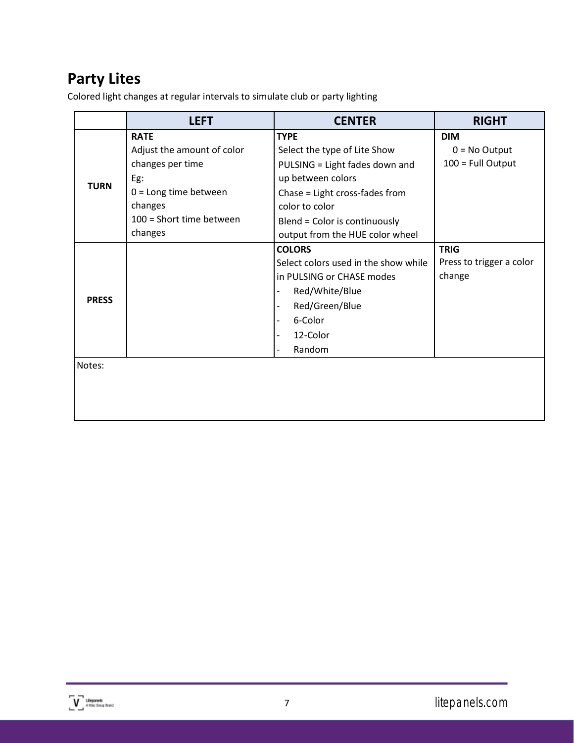## Party Lites

Colored light changes at regular intervals to simulate club or party lighting

| | LEFT | CENTER | RIGHT |
|---|---|---|---|
| **TURN** | **RATE**<br>Adjust the amount of color changes per time<br>Eg:<br>0 = Long time between changes<br>100 = Short time between changes | **TYPE**<br>Select the type of Lite Show<br>PULSING = Light fades down and up between colors<br>Chase = Light cross-fades from color to color<br>Blend = Color is continuously output from the HUE color wheel | **DIM**<br>0 = No Output<br>100 = Full Output |
| **PRESS** | | **COLORS**<br>Select colors used in the show while in PULSING or CHASE modes<br>- Red/White/Blue<br>- Red/Green/Blue<br>- 6-Color<br>- 12-Color<br>- Random | **TRIG**<br>Press to trigger a color change |
| Notes: | | | |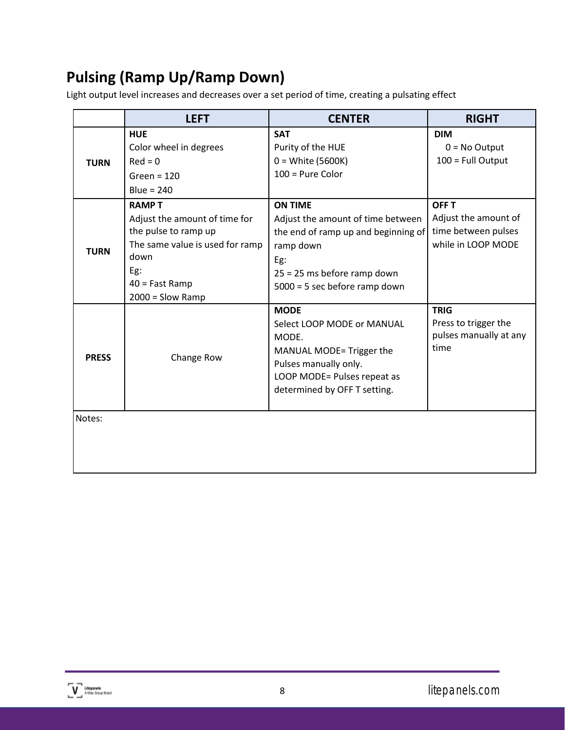## Pulsing (Ramp Up/Ramp Down)

Light output level increases and decreases over a set period of time, creating a pulsating effect

| | LEFT | CENTER | RIGHT |
|---|---|---|---|
| **TURN** | **HUE**<br>Color wheel in degrees<br>Red = 0<br>Green = 120<br>Blue = 240 | **SAT**<br>Purity of the HUE<br>0 = White (5600K)<br>100 = Pure Color | **DIM**<br>0 = No Output<br>100 = Full Output |
| **TURN** | **RAMP T**<br>Adjust the amount of time for the pulse to ramp up<br>The same value is used for ramp down<br>Eg:<br>40 = Fast Ramp<br>2000 = Slow Ramp | **ON TIME**<br>Adjust the amount of time between the end of ramp up and beginning of ramp down<br>Eg:<br>25 = 25 ms before ramp down<br>5000 = 5 sec before ramp down | **OFF T**<br>Adjust the amount of time between pulses while in LOOP MODE |
| **PRESS** | Change Row | **MODE**<br>Select LOOP MODE or MANUAL MODE.<br>MANUAL MODE= Trigger the Pulses manually only.<br>LOOP MODE= Pulses repeat as determined by OFF T setting. | **TRIG**<br>Press to trigger the pulses manually at any time |
| Notes: | | | |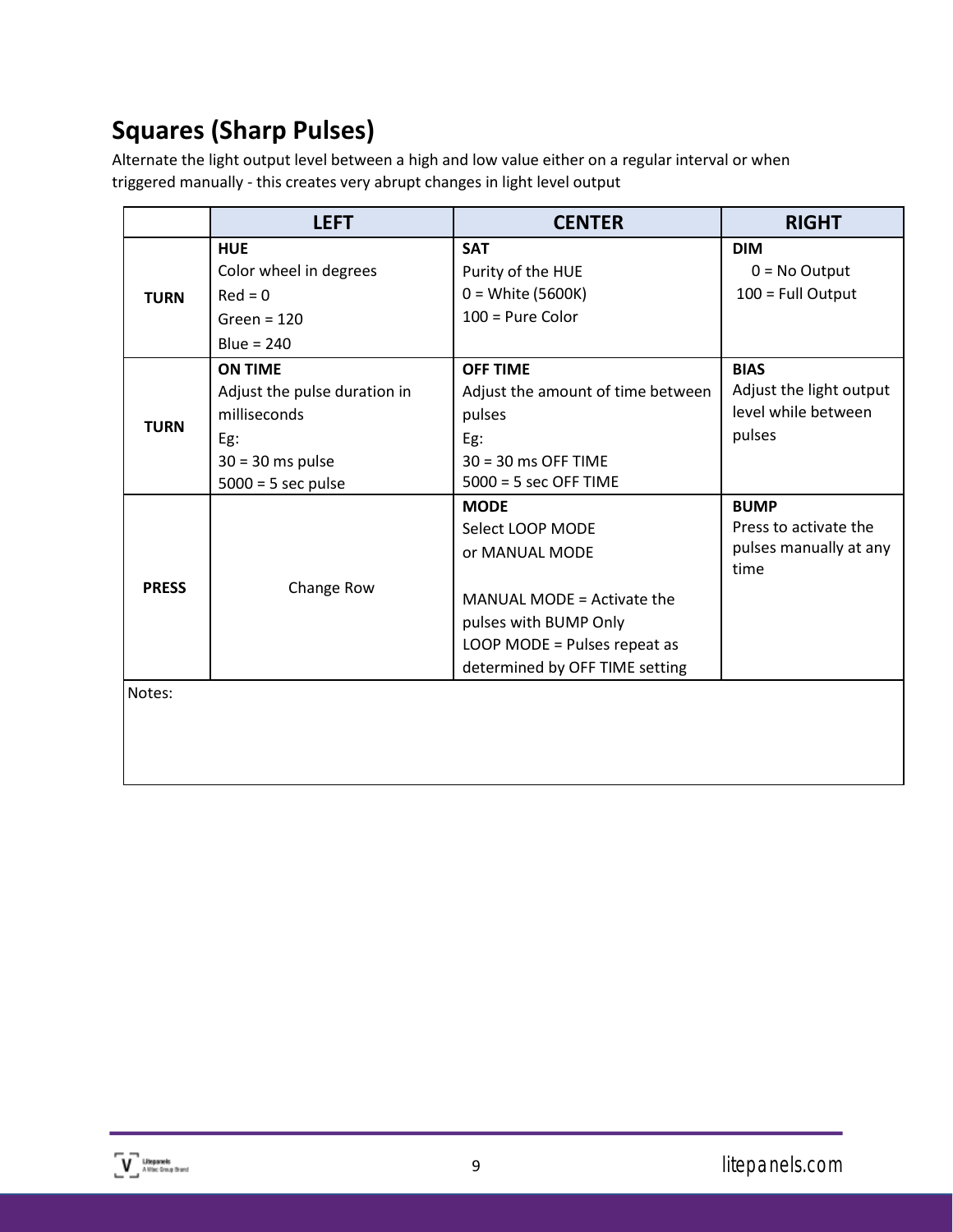## Squares (Sharp Pulses)

Alternate the light output level between a high and low value either on a regular interval or when triggered manually - this creates very abrupt changes in light level output

| | LEFT | CENTER | RIGHT |
|---|---|---|---|
| **TURN** | **HUE**<br>Color wheel in degrees<br>Red = 0<br>Green = 120<br>Blue = 240 | **SAT**<br>Purity of the HUE<br>0 = White (5600K)<br>100 = Pure Color | **DIM**<br>0 = No Output<br>100 = Full Output |
| **TURN** | **ON TIME**<br>Adjust the pulse duration in milliseconds<br>Eg:<br>30 = 30 ms pulse<br>5000 = 5 sec pulse | **OFF TIME**<br>Adjust the amount of time between pulses<br>Eg:<br>30 = 30 ms OFF TIME<br>5000 = 5 sec OFF TIME | **BIAS**<br>Adjust the light output level while between pulses |
| **PRESS** | Change Row | **MODE**<br>Select LOOP MODE or MANUAL MODE<br><br>MANUAL MODE = Activate the pulses with BUMP Only<br>LOOP MODE = Pulses repeat as determined by OFF TIME setting | **BUMP**<br>Press to activate the pulses manually at any time |
| Notes: | | | |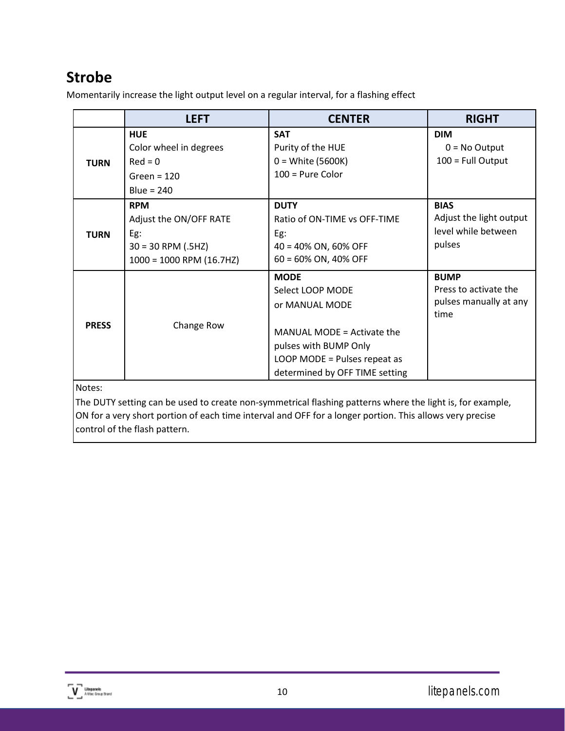## Strobe

Momentarily increase the light output level on a regular interval, for a flashing effect

| | LEFT | CENTER | RIGHT |
|---|---|---|---|
| **TURN** | **HUE**<br>Color wheel in degrees<br>Red = 0<br>Green = 120<br>Blue = 240 | **SAT**<br>Purity of the HUE<br>0 = White (5600K)<br>100 = Pure Color | **DIM**<br>0 = No Output<br>100 = Full Output |
| **TURN** | **RPM**<br>Adjust the ON/OFF RATE<br>Eg:<br>30 = 30 RPM (.5HZ)<br>1000 = 1000 RPM (16.7HZ) | **DUTY**<br>Ratio of ON-TIME vs OFF-TIME<br>Eg:<br>40 = 40% ON, 60% OFF<br>60 = 60% ON, 40% OFF | **BIAS**<br>Adjust the light output level while between pulses |
| **PRESS** | Change Row | **MODE**<br>Select LOOP MODE or MANUAL MODE<br><br>MANUAL MODE = Activate the pulses with BUMP Only<br>LOOP MODE = Pulses repeat as determined by OFF TIME setting | **BUMP**<br>Press to activate the pulses manually at any time |

Notes:

The DUTY setting can be used to create non-symmetrical flashing patterns where the light is, for example, ON for a very short portion of each time interval and OFF for a longer portion. This allows very precise control of the flash pattern.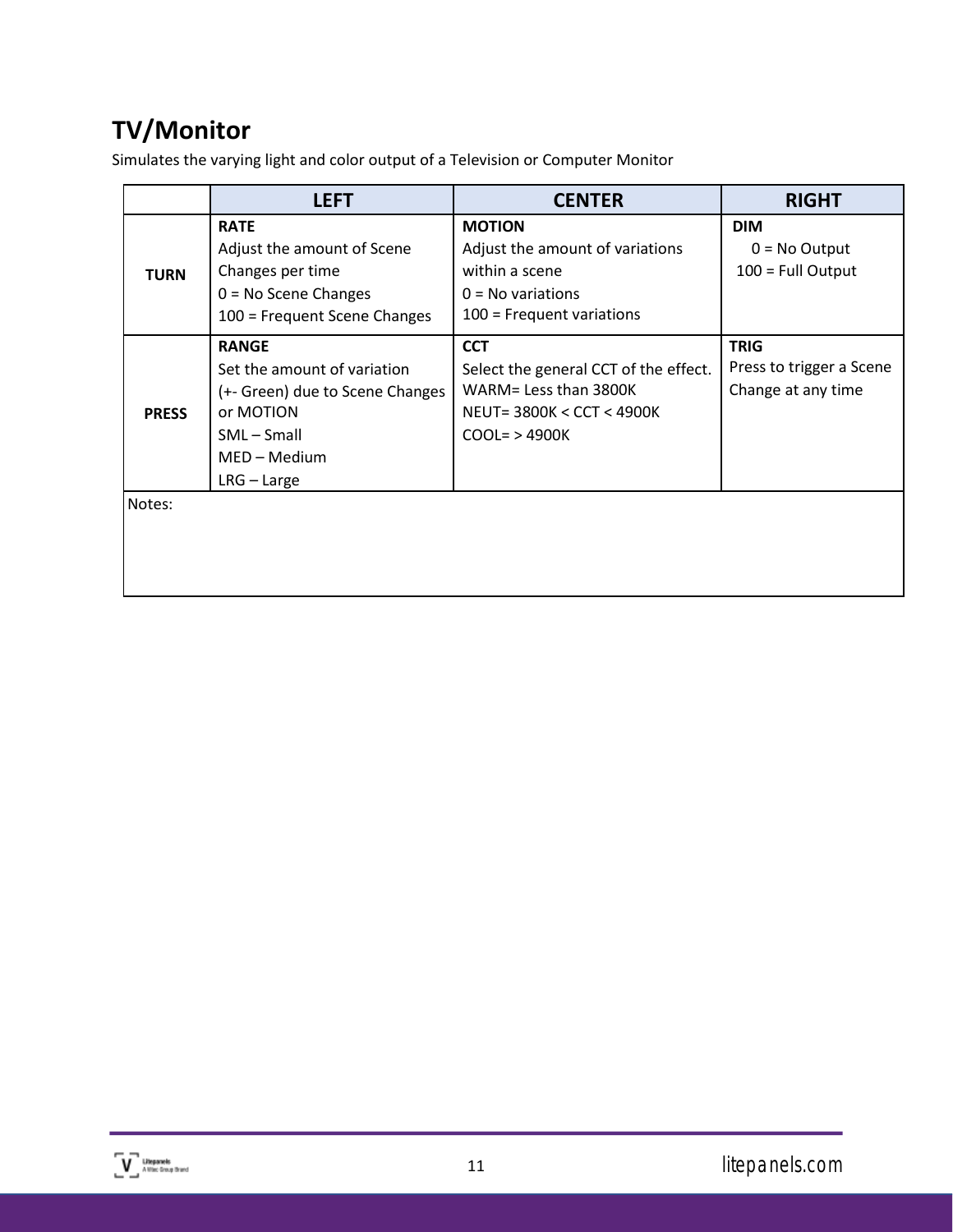## TV/Monitor

Simulates the varying light and color output of a Television or Computer Monitor

| | LEFT | CENTER | RIGHT |
|---|---|---|---|
| **TURN** | **RATE**<br>Adjust the amount of Scene Changes per time<br>0 = No Scene Changes<br>100 = Frequent Scene Changes | **MOTION**<br>Adjust the amount of variations within a scene<br>0 = No variations<br>100 = Frequent variations | **DIM**<br>0 = No Output<br>100 = Full Output |
| **PRESS** | **RANGE**<br>Set the amount of variation (+- Green) due to Scene Changes or MOTION<br>SML – Small<br>MED – Medium<br>LRG – Large | **CCT**<br>Select the general CCT of the effect.<br>WARM= Less than 3800K<br>NEUT= 3800K < CCT < 4900K<br>COOL= > 4900K | **TRIG**<br>Press to trigger a Scene Change at any time |
| Notes: | | | |